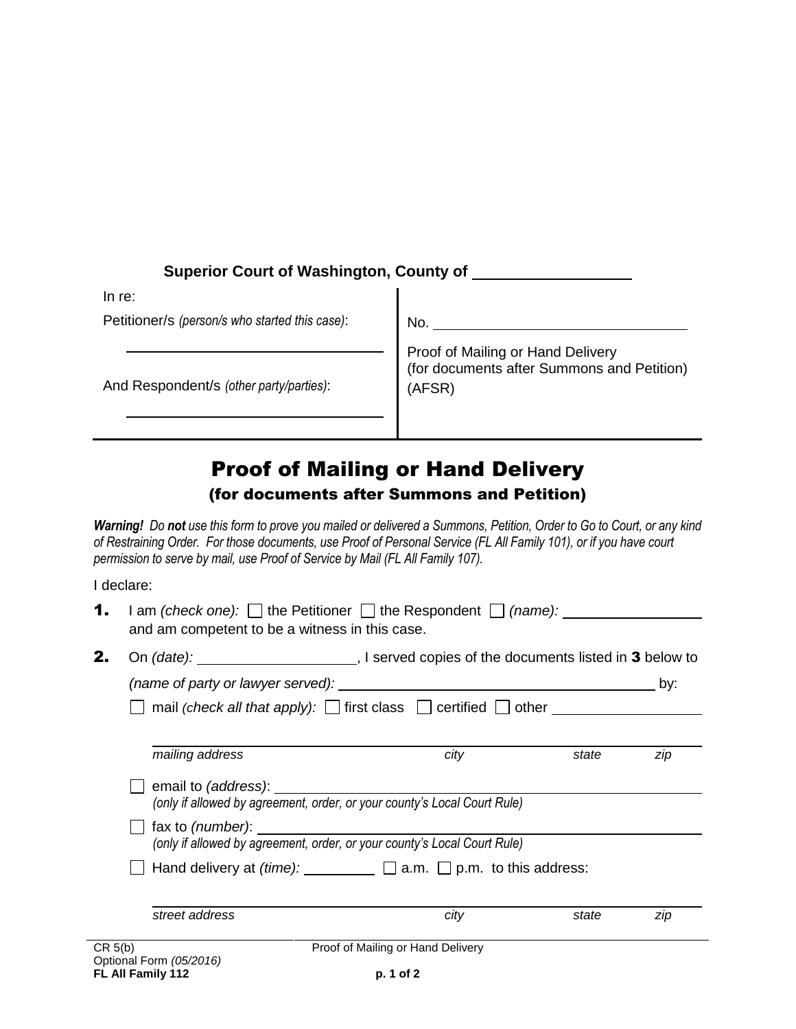**Superior Court of Washington, County of** ____________

| In re: | |
|---|---|
| Petitioner/s *(person/s who started this case)*: ____________ | No. ____________ |
| And Respondent/s *(other party/parties)*: ____________ | Proof of Mailing or Hand Delivery (for documents after Summons and Petition) (AFSR) |

# Proof of Mailing or Hand Delivery

## (for documents after Summons and Petition)

***Warning!** Do **not** use this form to prove you mailed or delivered a Summons, Petition, Order to Go to Court, or any kind of Restraining Order. For those documents, use Proof of Personal Service (FL All Family 101), or if you have court permission to serve by mail, use Proof of Service by Mail (FL All Family 107).*

I declare:

**1.** I am *(check one):* ☐ the Petitioner ☐ the Respondent ☐ *(name):* ____________ and am competent to be a witness in this case.

**2.** On *(date):* ____________, I served copies of the documents listed in **3** below to *(name of party or lawyer served):* ____________ by:

☐ mail *(check all that apply):* ☐ first class ☐ certified ☐ other ____________

____________
*mailing address* *city* *state* *zip*

☐ email to *(address)*: ____________
*(only if allowed by agreement, order, or your county's Local Court Rule)*

☐ fax to *(number)*: ____________
*(only if allowed by agreement, order, or your county's Local Court Rule)*

☐ Hand delivery at *(time):* ________ ☐ a.m. ☐ p.m. to this address:

____________
*street address* *city* *state* *zip*

CR 5(b)
Optional Form *(05/2016)*
**FL All Family 112**

Proof of Mailing or Hand Delivery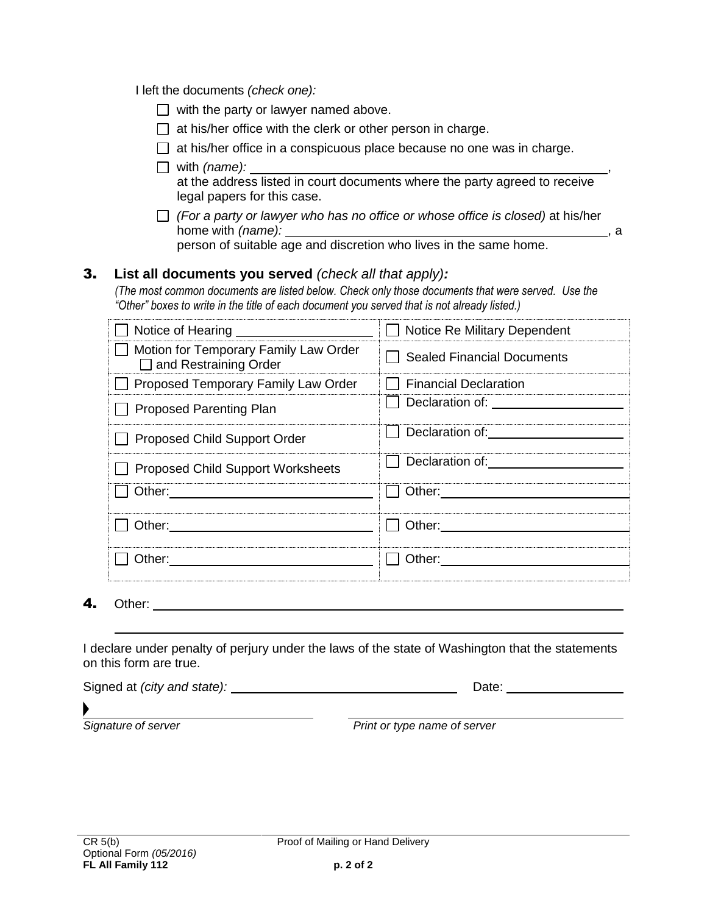I left the documents *(check one):*

- ☐ with the party or lawyer named above.
- ☐ at his/her office with the clerk or other person in charge.
- ☐ at his/her office in a conspicuous place because no one was in charge.
- ☐ with *(name):* ______________________________, at the address listed in court documents where the party agreed to receive legal papers for this case.
- ☐ *(For a party or lawyer who has no office or whose office is closed)* at his/her home with *(name):* ______________________________, a person of suitable age and discretion who lives in the same home.

**3. List all documents you served** *(check all that apply)**:***

*(The most common documents are listed below. Check only those documents that were served. Use the "Other" boxes to write in the title of each document you served that is not already listed.)*

| | |
|---|---|
| ☐ Notice of Hearing ______________ | ☐ Notice Re Military Dependent |
| ☐ Motion for Temporary Family Law Order ☐ and Restraining Order | ☐ Sealed Financial Documents |
| ☐ Proposed Temporary Family Law Order | ☐ Financial Declaration |
| ☐ Proposed Parenting Plan | ☐ Declaration of: ______________ |
| ☐ Proposed Child Support Order | ☐ Declaration of: ______________ |
| ☐ Proposed Child Support Worksheets | ☐ Declaration of: ______________ |
| ☐ Other: ______________ | ☐ Other: ______________ |
| ☐ Other: ______________ | ☐ Other: ______________ |
| ☐ Other: ______________ | ☐ Other: ______________ |

**4.** Other: ______________________________

______________________________

I declare under penalty of perjury under the laws of the state of Washington that the statements on this form are true.

Signed at *(city and state):* ______________________________ Date: ______________

______________________________ ______________________________

*Signature of server* *Print or type name of server*

CR 5(b)
Optional Form *(05/2016)*
**FL All Family 112**

Proof of Mailing or Hand Delivery